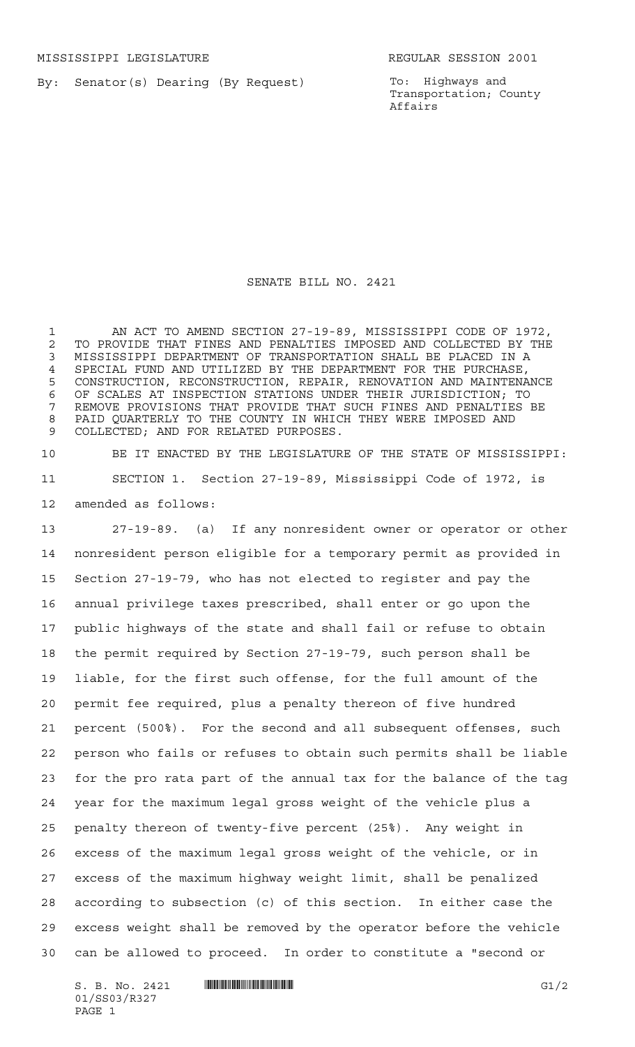MISSISSIPPI LEGISLATURE REGULAR SESSION 2001

By: Senator(s) Dearing (By Request)

To: Highways and Transportation; County Affairs

# SENATE BILL NO. 2421

AN ACT TO AMEND SECTION 27-19-89, MISSISSIPPI CODE OF 1972, TO PROVIDE THAT FINES AND PENALTIES IMPOSED AND COLLECTED BY THE MISSISSIPPI DEPARTMENT OF TRANSPORTATION SHALL BE PLACED IN A SPECIAL FUND AND UTILIZED BY THE DEPARTMENT FOR THE PURCHASE, CONSTRUCTION, RECONSTRUCTION, REPAIR, RENOVATION AND MAINTENANCE OF SCALES AT INSPECTION STATIONS UNDER THEIR JURISDICTION; TO REMOVE PROVISIONS THAT PROVIDE THAT SUCH FINES AND PENALTIES BE PAID QUARTERLY TO THE COUNTY IN WHICH THEY WERE IMPOSED AND COLLECTED; AND FOR RELATED PURPOSES.

BE IT ENACTED BY THE LEGISLATURE OF THE STATE OF MISSISSIPPI:

SECTION 1. Section 27-19-89, Mississippi Code of 1972, is amended as follows:

27-19-89. (a) If any nonresident owner or operator or other nonresident person eligible for a temporary permit as provided in Section 27-19-79, who has not elected to register and pay the annual privilege taxes prescribed, shall enter or go upon the public highways of the state and shall fail or refuse to obtain the permit required by Section 27-19-79, such person shall be liable, for the first such offense, for the full amount of the permit fee required, plus a penalty thereon of five hundred percent (500%). For the second and all subsequent offenses, such person who fails or refuses to obtain such permits shall be liable for the pro rata part of the annual tax for the balance of the tag year for the maximum legal gross weight of the vehicle plus a penalty thereon of twenty-five percent (25%). Any weight in excess of the maximum legal gross weight of the vehicle, or in excess of the maximum highway weight limit, shall be penalized according to subsection (c) of this section. In either case the excess weight shall be removed by the operator before the vehicle can be allowed to proceed. In order to constitute a "second or

S. B. No. 2421 01/SS03/R327 G1/2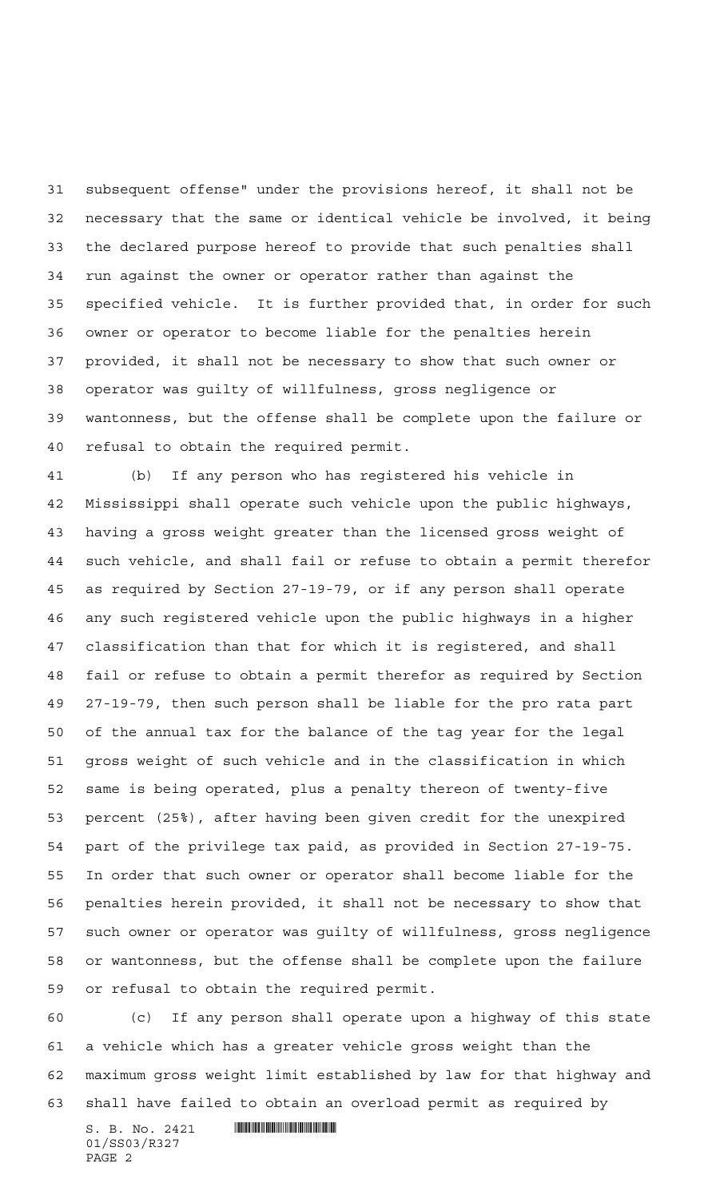subsequent offense" under the provisions hereof, it shall not be necessary that the same or identical vehicle be involved, it being the declared purpose hereof to provide that such penalties shall run against the owner or operator rather than against the specified vehicle. It is further provided that, in order for such owner or operator to become liable for the penalties herein provided, it shall not be necessary to show that such owner or operator was guilty of willfulness, gross negligence or wantonness, but the offense shall be complete upon the failure or refusal to obtain the required permit.

(b) If any person who has registered his vehicle in Mississippi shall operate such vehicle upon the public highways, having a gross weight greater than the licensed gross weight of such vehicle, and shall fail or refuse to obtain a permit therefor as required by Section 27-19-79, or if any person shall operate any such registered vehicle upon the public highways in a higher classification than that for which it is registered, and shall fail or refuse to obtain a permit therefor as required by Section 27-19-79, then such person shall be liable for the pro rata part of the annual tax for the balance of the tag year for the legal gross weight of such vehicle and in the classification in which same is being operated, plus a penalty thereon of twenty-five percent (25%), after having been given credit for the unexpired part of the privilege tax paid, as provided in Section 27-19-75. In order that such owner or operator shall become liable for the penalties herein provided, it shall not be necessary to show that such owner or operator was guilty of willfulness, gross negligence or wantonness, but the offense shall be complete upon the failure or refusal to obtain the required permit.

(c) If any person shall operate upon a highway of this state a vehicle which has a greater vehicle gross weight than the maximum gross weight limit established by law for that highway and shall have failed to obtain an overload permit as required by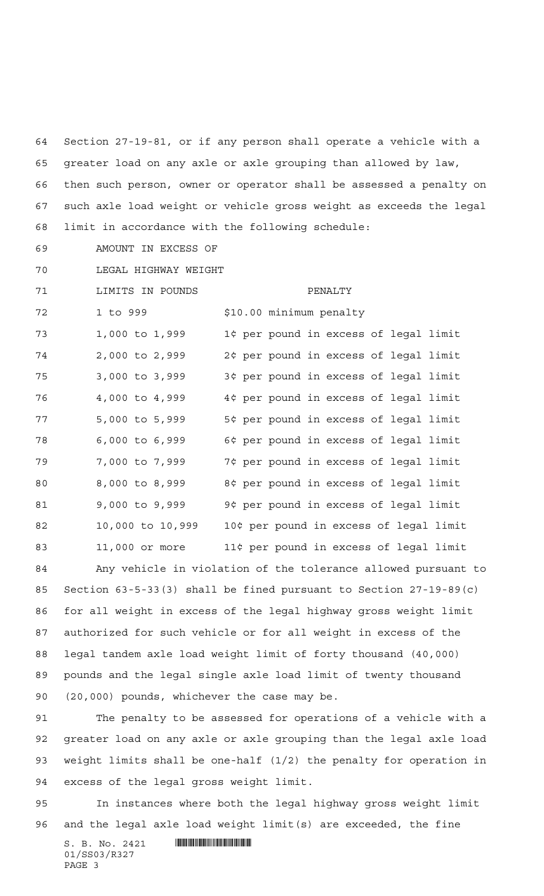Section 27-19-81, or if any person shall operate a vehicle with a greater load on any axle or axle grouping than allowed by law, then such person, owner or operator shall be assessed a penalty on such axle load weight or vehicle gross weight as exceeds the legal limit in accordance with the following schedule:

| AMOUNT IN EXCESS OF LEGAL HIGHWAY WEIGHT LIMITS IN POUNDS | PENALTY |
|---|---|
| 1 to 999 | $10.00 minimum penalty |
| 1,000 to 1,999 | 1¢ per pound in excess of legal limit |
| 2,000 to 2,999 | 2¢ per pound in excess of legal limit |
| 3,000 to 3,999 | 3¢ per pound in excess of legal limit |
| 4,000 to 4,999 | 4¢ per pound in excess of legal limit |
| 5,000 to 5,999 | 5¢ per pound in excess of legal limit |
| 6,000 to 6,999 | 6¢ per pound in excess of legal limit |
| 7,000 to 7,999 | 7¢ per pound in excess of legal limit |
| 8,000 to 8,999 | 8¢ per pound in excess of legal limit |
| 9,000 to 9,999 | 9¢ per pound in excess of legal limit |
| 10,000 to 10,999 | 10¢ per pound in excess of legal limit |
| 11,000 or more | 11¢ per pound in excess of legal limit |

Any vehicle in violation of the tolerance allowed pursuant to Section 63-5-33(3) shall be fined pursuant to Section 27-19-89(c) for all weight in excess of the legal highway gross weight limit authorized for such vehicle or for all weight in excess of the legal tandem axle load weight limit of forty thousand (40,000) pounds and the legal single axle load limit of twenty thousand (20,000) pounds, whichever the case may be.

The penalty to be assessed for operations of a vehicle with a greater load on any axle or axle grouping than the legal axle load weight limits shall be one-half (1/2) the penalty for operation in excess of the legal gross weight limit.

In instances where both the legal highway gross weight limit and the legal axle load weight limit(s) are exceeded, the fine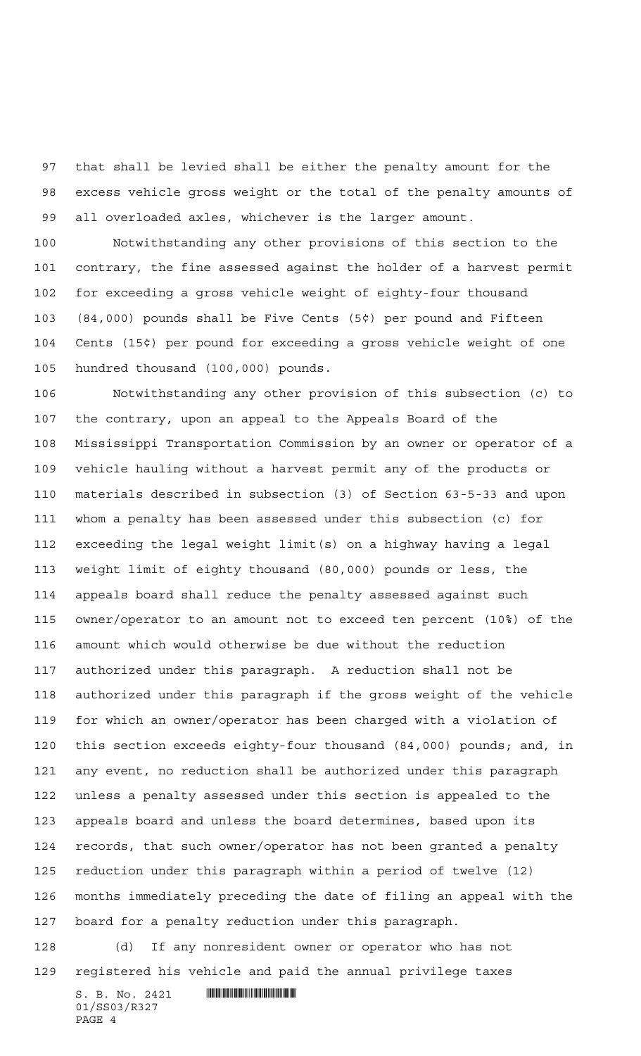that shall be levied shall be either the penalty amount for the excess vehicle gross weight or the total of the penalty amounts of all overloaded axles, whichever is the larger amount.

Notwithstanding any other provisions of this section to the contrary, the fine assessed against the holder of a harvest permit for exceeding a gross vehicle weight of eighty-four thousand (84,000) pounds shall be Five Cents (5¢) per pound and Fifteen Cents (15¢) per pound for exceeding a gross vehicle weight of one hundred thousand (100,000) pounds.

Notwithstanding any other provision of this subsection (c) to the contrary, upon an appeal to the Appeals Board of the Mississippi Transportation Commission by an owner or operator of a vehicle hauling without a harvest permit any of the products or materials described in subsection (3) of Section 63-5-33 and upon whom a penalty has been assessed under this subsection (c) for exceeding the legal weight limit(s) on a highway having a legal weight limit of eighty thousand (80,000) pounds or less, the appeals board shall reduce the penalty assessed against such owner/operator to an amount not to exceed ten percent (10%) of the amount which would otherwise be due without the reduction authorized under this paragraph. A reduction shall not be authorized under this paragraph if the gross weight of the vehicle for which an owner/operator has been charged with a violation of this section exceeds eighty-four thousand (84,000) pounds; and, in any event, no reduction shall be authorized under this paragraph unless a penalty assessed under this section is appealed to the appeals board and unless the board determines, based upon its records, that such owner/operator has not been granted a penalty reduction under this paragraph within a period of twelve (12) months immediately preceding the date of filing an appeal with the board for a penalty reduction under this paragraph.

(d) If any nonresident owner or operator who has not registered his vehicle and paid the annual privilege taxes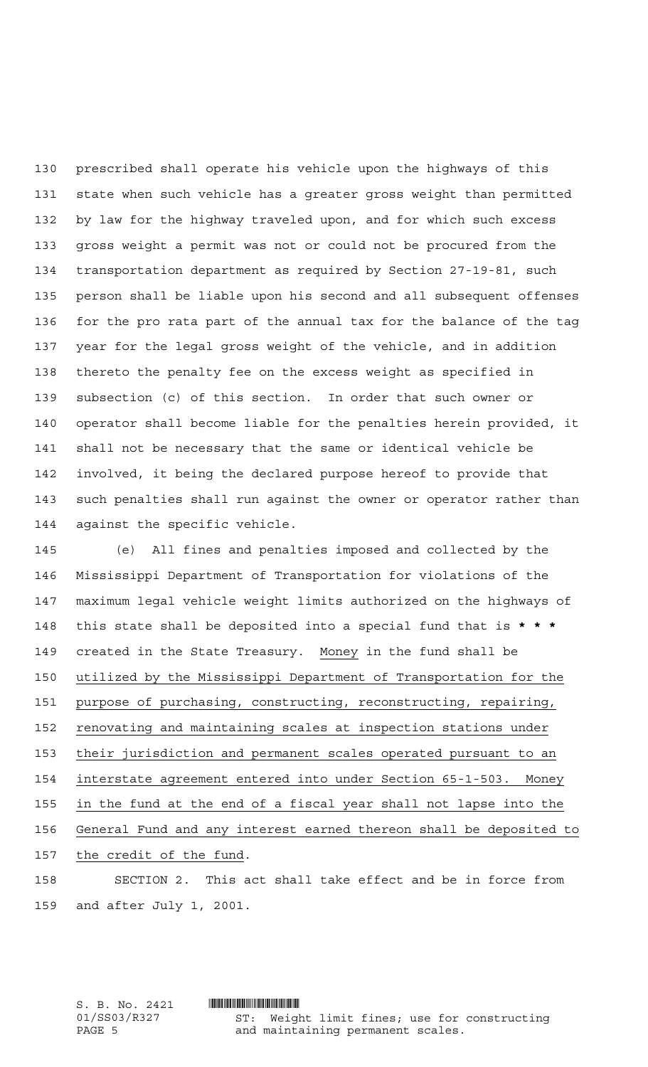prescribed shall operate his vehicle upon the highways of this state when such vehicle has a greater gross weight than permitted by law for the highway traveled upon, and for which such excess gross weight a permit was not or could not be procured from the transportation department as required by Section 27-19-81, such person shall be liable upon his second and all subsequent offenses for the pro rata part of the annual tax for the balance of the tag year for the legal gross weight of the vehicle, and in addition thereto the penalty fee on the excess weight as specified in subsection (c) of this section. In order that such owner or operator shall become liable for the penalties herein provided, it shall not be necessary that the same or identical vehicle be involved, it being the declared purpose hereof to provide that such penalties shall run against the owner or operator rather than against the specific vehicle.

(e) All fines and penalties imposed and collected by the Mississippi Department of Transportation for violations of the maximum legal vehicle weight limits authorized on the highways of this state shall be deposited into a special fund that is **\* \* \*** created in the State Treasury. <u>Money in the fund shall be utilized by the Mississippi Department of Transportation for the purpose of purchasing, constructing, reconstructing, repairing, renovating and maintaining scales at inspection stations under their jurisdiction and permanent scales operated pursuant to an interstate agreement entered into under Section 65-1-503. Money in the fund at the end of a fiscal year shall not lapse into the General Fund and any interest earned thereon shall be deposited to the credit of the fund</u>.

SECTION 2. This act shall take effect and be in force from and after July 1, 2001.